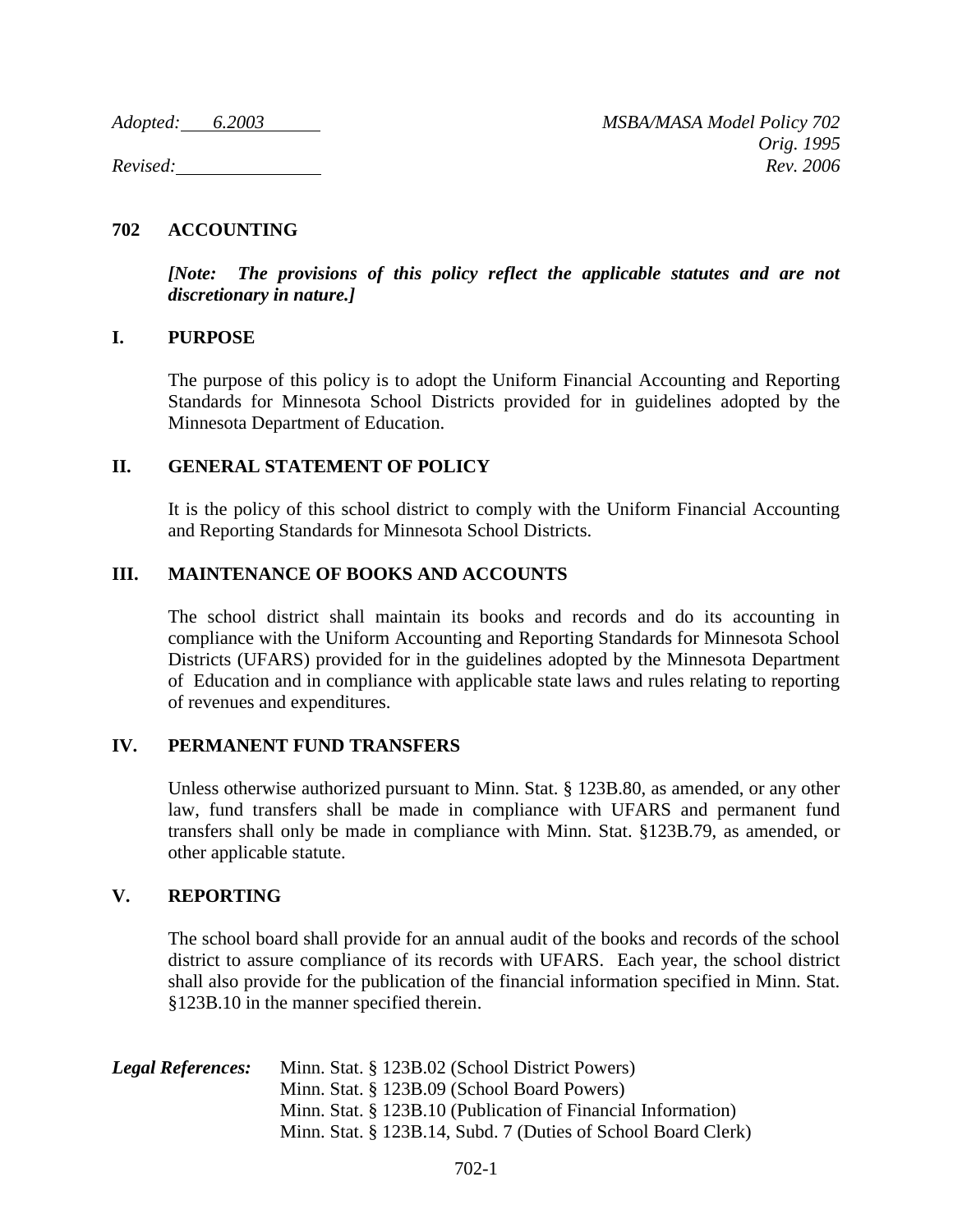*Adopted: 6.2003* *MSBA/MASA Model Policy 702*
*Orig. 1995*
*Revised:* *Rev. 2006*

# 702 ACCOUNTING

***[Note: The provisions of this policy reflect the applicable statutes and are not discretionary in nature.]***

## I. PURPOSE

The purpose of this policy is to adopt the Uniform Financial Accounting and Reporting Standards for Minnesota School Districts provided for in guidelines adopted by the Minnesota Department of Education.

## II. GENERAL STATEMENT OF POLICY

It is the policy of this school district to comply with the Uniform Financial Accounting and Reporting Standards for Minnesota School Districts.

## III. MAINTENANCE OF BOOKS AND ACCOUNTS

The school district shall maintain its books and records and do its accounting in compliance with the Uniform Accounting and Reporting Standards for Minnesota School Districts (UFARS) provided for in the guidelines adopted by the Minnesota Department of Education and in compliance with applicable state laws and rules relating to reporting of revenues and expenditures.

## IV. PERMANENT FUND TRANSFERS

Unless otherwise authorized pursuant to Minn. Stat. § 123B.80, as amended, or any other law, fund transfers shall be made in compliance with UFARS and permanent fund transfers shall only be made in compliance with Minn. Stat. §123B.79, as amended, or other applicable statute.

## V. REPORTING

The school board shall provide for an annual audit of the books and records of the school district to assure compliance of its records with UFARS. Each year, the school district shall also provide for the publication of the financial information specified in Minn. Stat. §123B.10 in the manner specified therein.

***Legal References:*** Minn. Stat. § 123B.02 (School District Powers)
Minn. Stat. § 123B.09 (School Board Powers)
Minn. Stat. § 123B.10 (Publication of Financial Information)
Minn. Stat. § 123B.14, Subd. 7 (Duties of School Board Clerk)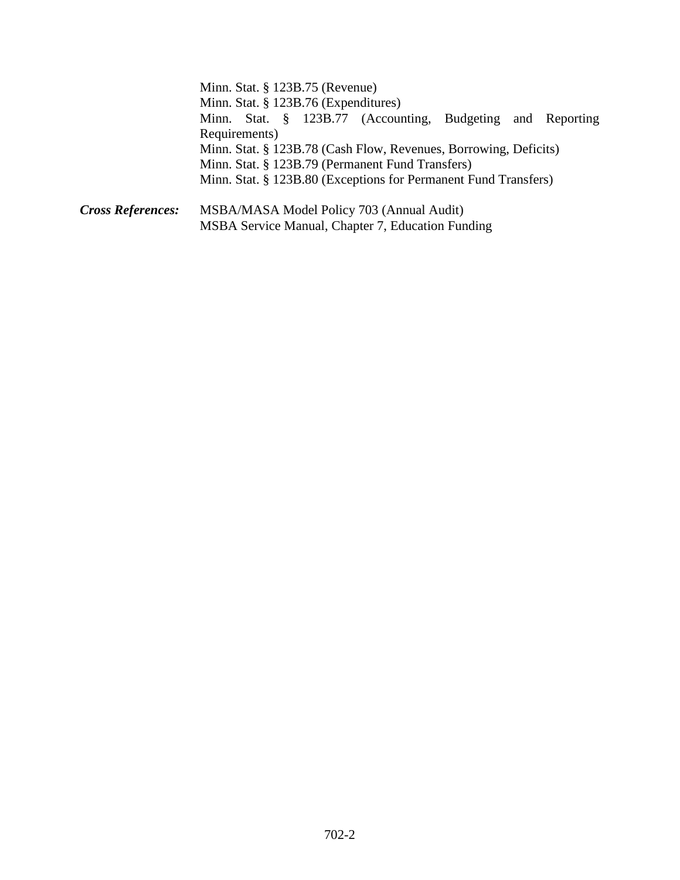Minn. Stat. § 123B.75 (Revenue)
Minn. Stat. § 123B.76 (Expenditures)
Minn. Stat. § 123B.77 (Accounting, Budgeting and Reporting Requirements)
Minn. Stat. § 123B.78 (Cash Flow, Revenues, Borrowing, Deficits)
Minn. Stat. § 123B.79 (Permanent Fund Transfers)
Minn. Stat. § 123B.80 (Exceptions for Permanent Fund Transfers)

***Cross References:*** MSBA/MASA Model Policy 703 (Annual Audit)
MSBA Service Manual, Chapter 7, Education Funding